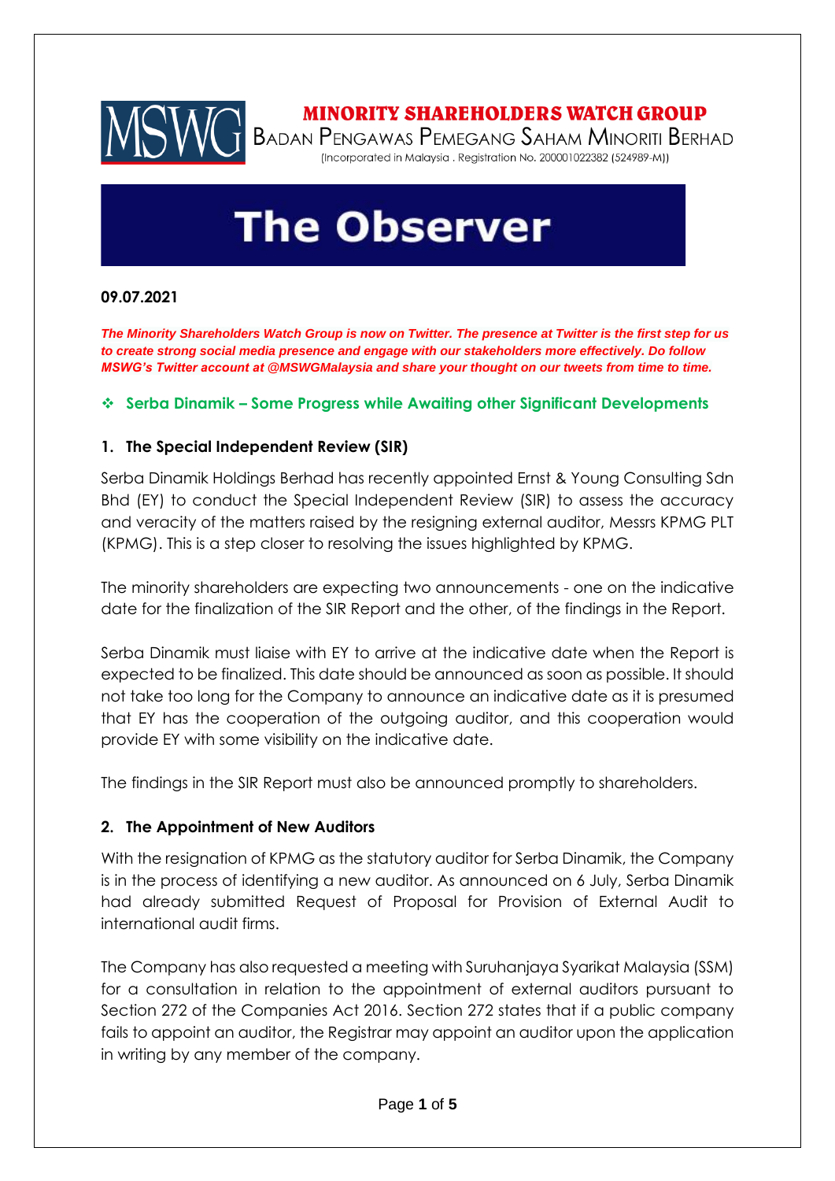**MINORITY SHAREHOLDERS WATCH GROUP**

BADAN PENGAWAS PEMEGANG SAHAM MINORITI BERHAD

(Incorporated in Malaysia . Registration No. 200001022382 (524989-M))

# The Observer

**09.07.2021**

***The Minority Shareholders Watch Group is now on Twitter. The presence at Twitter is the first step for us to create strong social media presence and engage with our stakeholders more effectively. Do follow MSWG's Twitter account at @MSWGMalaysia and share your thought on our tweets from time to time.***

## ❖ Serba Dinamik – Some Progress while Awaiting other Significant Developments

### 1. The Special Independent Review (SIR)

Serba Dinamik Holdings Berhad has recently appointed Ernst & Young Consulting Sdn Bhd (EY) to conduct the Special Independent Review (SIR) to assess the accuracy and veracity of the matters raised by the resigning external auditor, Messrs KPMG PLT (KPMG). This is a step closer to resolving the issues highlighted by KPMG.

The minority shareholders are expecting two announcements - one on the indicative date for the finalization of the SIR Report and the other, of the findings in the Report.

Serba Dinamik must liaise with EY to arrive at the indicative date when the Report is expected to be finalized. This date should be announced as soon as possible. It should not take too long for the Company to announce an indicative date as it is presumed that EY has the cooperation of the outgoing auditor, and this cooperation would provide EY with some visibility on the indicative date.

The findings in the SIR Report must also be announced promptly to shareholders.

### 2. The Appointment of New Auditors

With the resignation of KPMG as the statutory auditor for Serba Dinamik, the Company is in the process of identifying a new auditor. As announced on 6 July, Serba Dinamik had already submitted Request of Proposal for Provision of External Audit to international audit firms.

The Company has also requested a meeting with Suruhanjaya Syarikat Malaysia (SSM) for a consultation in relation to the appointment of external auditors pursuant to Section 272 of the Companies Act 2016. Section 272 states that if a public company fails to appoint an auditor, the Registrar may appoint an auditor upon the application in writing by any member of the company.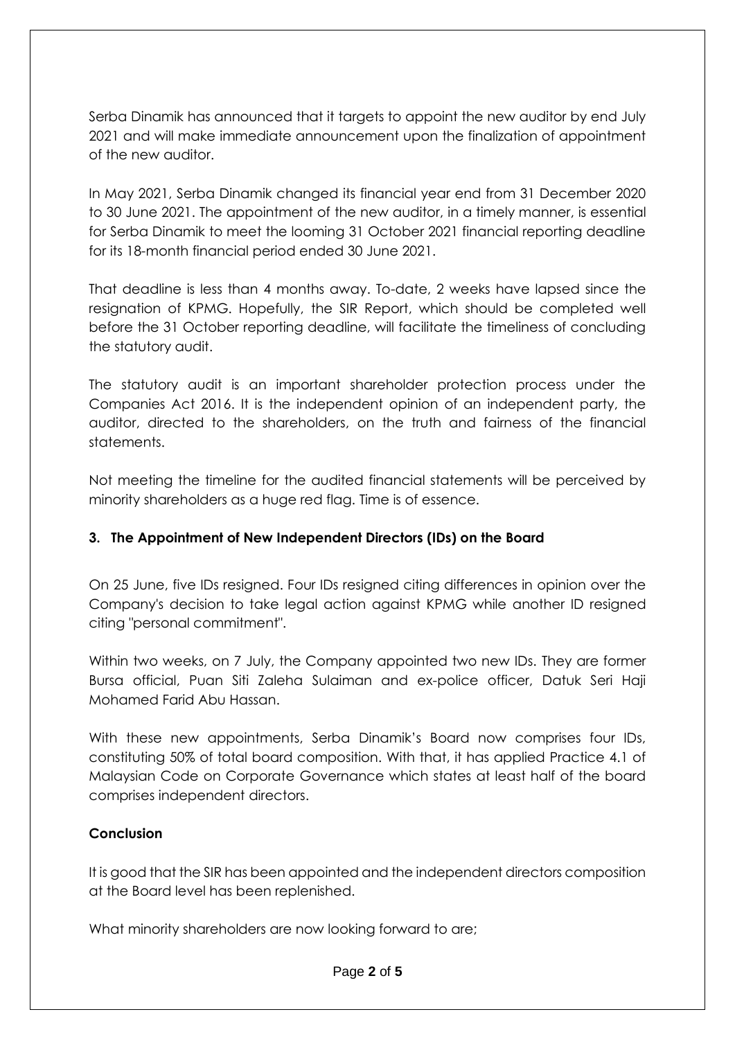Serba Dinamik has announced that it targets to appoint the new auditor by end July 2021 and will make immediate announcement upon the finalization of appointment of the new auditor.

In May 2021, Serba Dinamik changed its financial year end from 31 December 2020 to 30 June 2021. The appointment of the new auditor, in a timely manner, is essential for Serba Dinamik to meet the looming 31 October 2021 financial reporting deadline for its 18-month financial period ended 30 June 2021.

That deadline is less than 4 months away. To-date, 2 weeks have lapsed since the resignation of KPMG. Hopefully, the SIR Report, which should be completed well before the 31 October reporting deadline, will facilitate the timeliness of concluding the statutory audit.

The statutory audit is an important shareholder protection process under the Companies Act 2016. It is the independent opinion of an independent party, the auditor, directed to the shareholders, on the truth and fairness of the financial statements.

Not meeting the timeline for the audited financial statements will be perceived by minority shareholders as a huge red flag. Time is of essence.

### 3. The Appointment of New Independent Directors (IDs) on the Board

On 25 June, five IDs resigned. Four IDs resigned citing differences in opinion over the Company's decision to take legal action against KPMG while another ID resigned citing "personal commitment".

Within two weeks, on 7 July, the Company appointed two new IDs. They are former Bursa official, Puan Siti Zaleha Sulaiman and ex-police officer, Datuk Seri Haji Mohamed Farid Abu Hassan.

With these new appointments, Serba Dinamik's Board now comprises four IDs, constituting 50% of total board composition. With that, it has applied Practice 4.1 of Malaysian Code on Corporate Governance which states at least half of the board comprises independent directors.

### Conclusion

It is good that the SIR has been appointed and the independent directors composition at the Board level has been replenished.

What minority shareholders are now looking forward to are;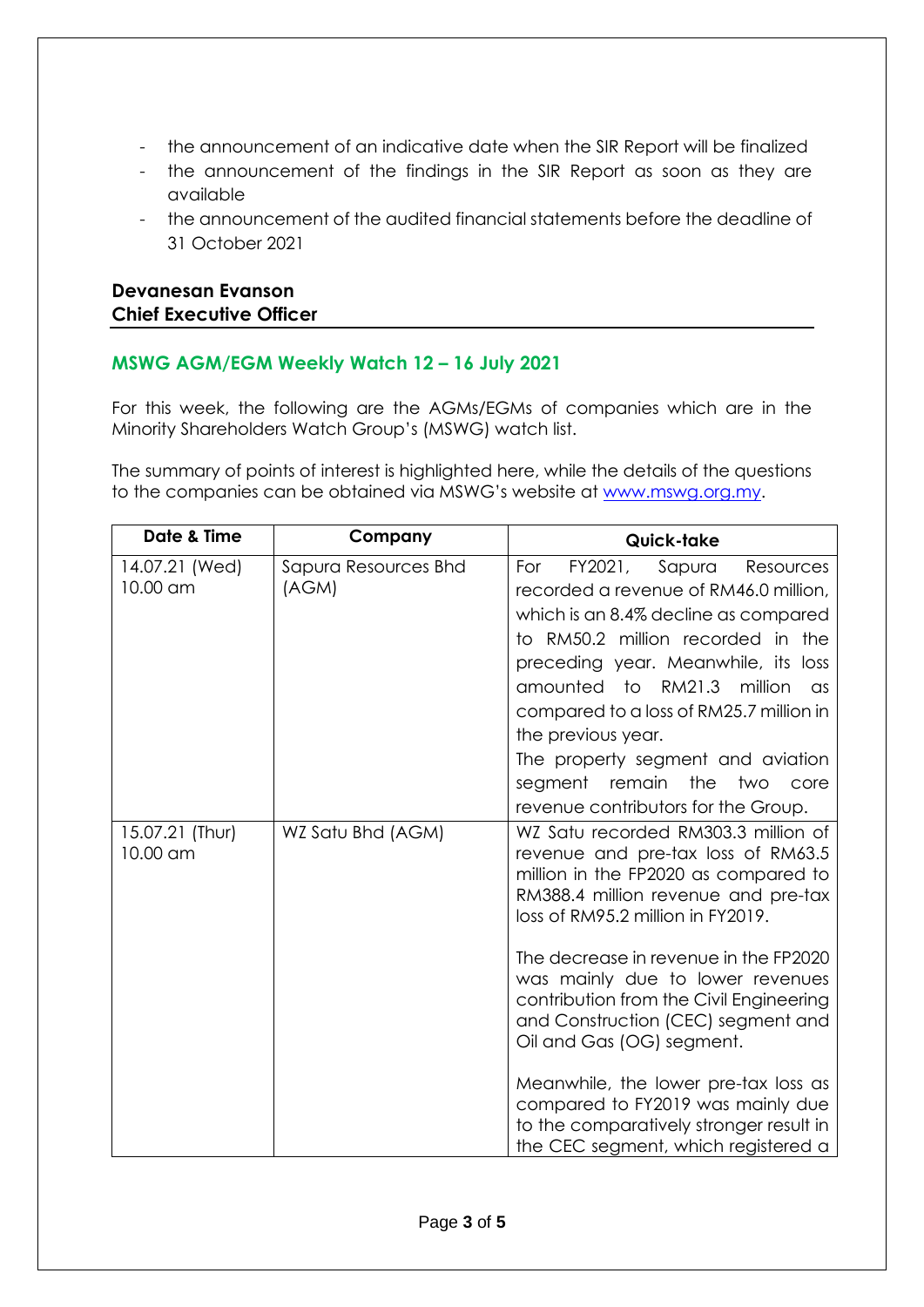- the announcement of an indicative date when the SIR Report will be finalized
- the announcement of the findings in the SIR Report as soon as they are available
- the announcement of the audited financial statements before the deadline of 31 October 2021

**Devanesan Evanson**
**Chief Executive Officer**

## MSWG AGM/EGM Weekly Watch 12 – 16 July 2021

For this week, the following are the AGMs/EGMs of companies which are in the Minority Shareholders Watch Group's (MSWG) watch list.

The summary of points of interest is highlighted here, while the details of the questions to the companies can be obtained via MSWG's website at [www.mswg.org.my](http://www.mswg.org.my).

| Date & Time | Company | Quick-take |
|---|---|---|
| 14.07.21 (Wed) 10.00 am | Sapura Resources Bhd (AGM) | For FY2021, Sapura Resources recorded a revenue of RM46.0 million, which is an 8.4% decline as compared to RM50.2 million recorded in the preceding year. Meanwhile, its loss amounted to RM21.3 million as compared to a loss of RM25.7 million in the previous year.<br>The property segment and aviation segment remain the two core revenue contributors for the Group. |
| 15.07.21 (Thur) 10.00 am | WZ Satu Bhd (AGM) | WZ Satu recorded RM303.3 million of revenue and pre-tax loss of RM63.5 million in the FP2020 as compared to RM388.4 million revenue and pre-tax loss of RM95.2 million in FY2019.<br><br>The decrease in revenue in the FP2020 was mainly due to lower revenues contribution from the Civil Engineering and Construction (CEC) segment and Oil and Gas (OG) segment.<br><br>Meanwhile, the lower pre-tax loss as compared to FY2019 was mainly due to the comparatively stronger result in the CEC segment, which registered a |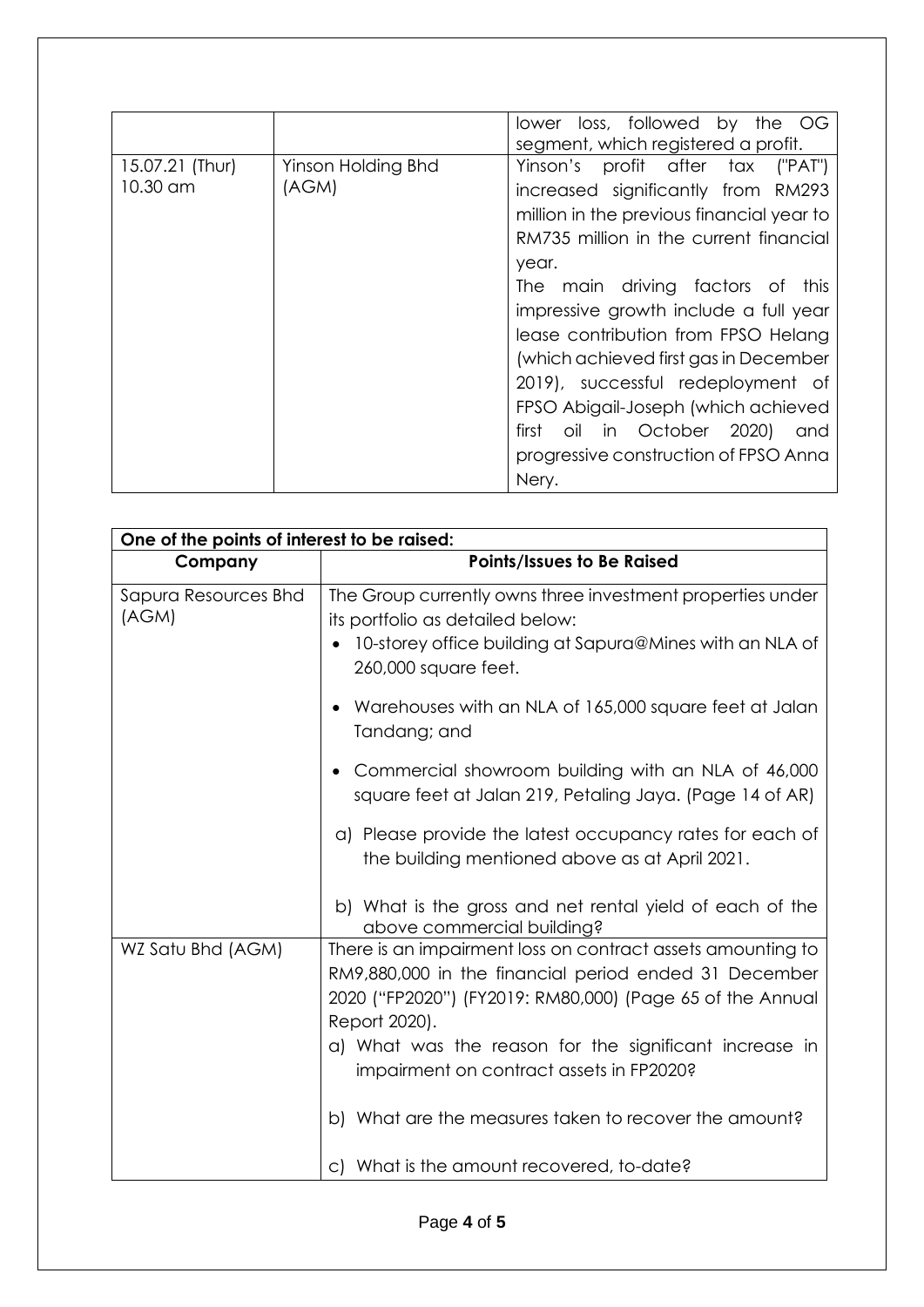| | | |
|---|---|---|
| | | lower loss, followed by the OG segment, which registered a profit. |
| 15.07.21 (Thur) 10.30 am | Yinson Holding Bhd (AGM) | Yinson's profit after tax ("PAT") increased significantly from RM293 million in the previous financial year to RM735 million in the current financial year.<br>The main driving factors of this impressive growth include a full year lease contribution from FPSO Helang (which achieved first gas in December 2019), successful redeployment of FPSO Abigail-Joseph (which achieved first oil in October 2020) and progressive construction of FPSO Anna Nery. |

| **One of the points of interest to be raised:** | |
|---|---|
| **Company** | **Points/Issues to Be Raised** |
| Sapura Resources Bhd (AGM) | The Group currently owns three investment properties under its portfolio as detailed below:<br>• 10-storey office building at Sapura@Mines with an NLA of 260,000 square feet.<br>• Warehouses with an NLA of 165,000 square feet at Jalan Tandang; and<br>• Commercial showroom building with an NLA of 46,000 square feet at Jalan 219, Petaling Jaya. (Page 14 of AR)<br>a) Please provide the latest occupancy rates for each of the building mentioned above as at April 2021.<br>b) What is the gross and net rental yield of each of the above commercial building? |
| WZ Satu Bhd (AGM) | There is an impairment loss on contract assets amounting to RM9,880,000 in the financial period ended 31 December 2020 ("FP2020") (FY2019: RM80,000) (Page 65 of the Annual Report 2020).<br>a) What was the reason for the significant increase in impairment on contract assets in FP2020?<br>b) What are the measures taken to recover the amount?<br>c) What is the amount recovered, to-date? |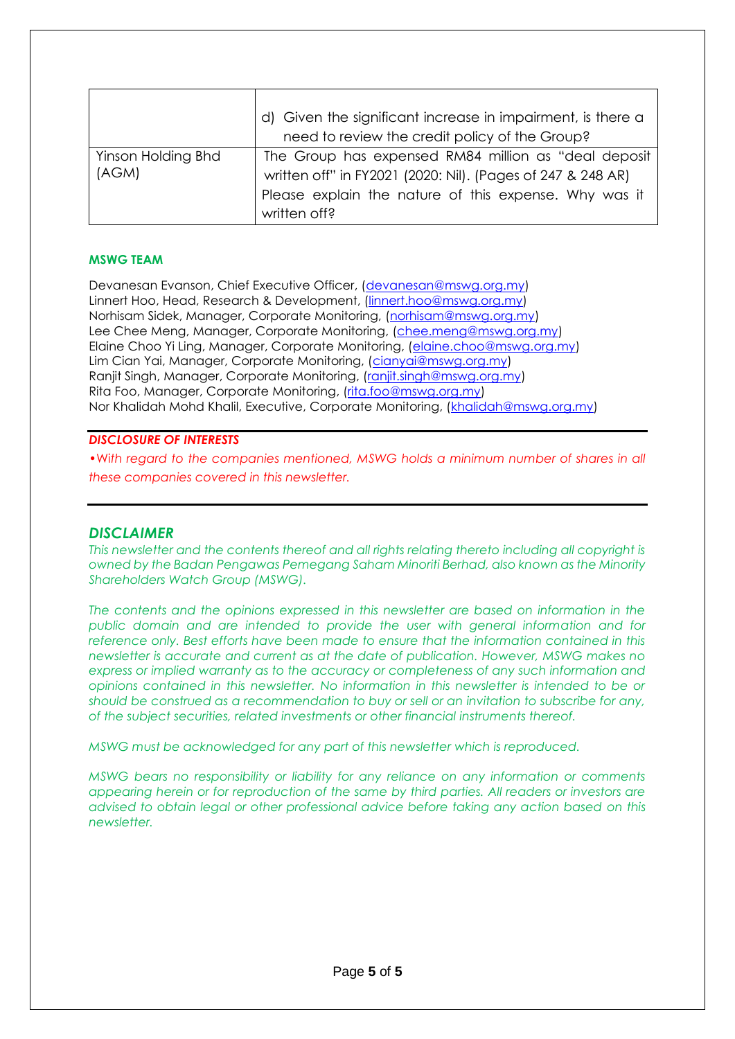| | |
|---|---|
| | d) Given the significant increase in impairment, is there a need to review the credit policy of the Group? |
| Yinson Holding Bhd (AGM) | The Group has expensed RM84 million as "deal deposit written off" in FY2021 (2020: Nil). (Pages of 247 & 248 AR)<br>Please explain the nature of this expense. Why was it written off? |

**MSWG TEAM**

Devanesan Evanson, Chief Executive Officer, (devanesan@mswg.org.my)
Linnert Hoo, Head, Research & Development, (linnert.hoo@mswg.org.my)
Norhisam Sidek, Manager, Corporate Monitoring, (norhisam@mswg.org.my)
Lee Chee Meng, Manager, Corporate Monitoring, (chee.meng@mswg.org.my)
Elaine Choo Yi Ling, Manager, Corporate Monitoring, (elaine.choo@mswg.org.my)
Lim Cian Yai, Manager, Corporate Monitoring, (cianyai@mswg.org.my)
Ranjit Singh, Manager, Corporate Monitoring, (ranjit.singh@mswg.org.my)
Rita Foo, Manager, Corporate Monitoring, (rita.foo@mswg.org.my)
Nor Khalidah Mohd Khalil, Executive, Corporate Monitoring, (khalidah@mswg.org.my)

***DISCLOSURE OF INTERESTS***

*•With regard to the companies mentioned, MSWG holds a minimum number of shares in all these companies covered in this newsletter.*

## *DISCLAIMER*

*This newsletter and the contents thereof and all rights relating thereto including all copyright is owned by the Badan Pengawas Pemegang Saham Minoriti Berhad, also known as the Minority Shareholders Watch Group (MSWG).*

*The contents and the opinions expressed in this newsletter are based on information in the public domain and are intended to provide the user with general information and for reference only. Best efforts have been made to ensure that the information contained in this newsletter is accurate and current as at the date of publication. However, MSWG makes no express or implied warranty as to the accuracy or completeness of any such information and opinions contained in this newsletter. No information in this newsletter is intended to be or should be construed as a recommendation to buy or sell or an invitation to subscribe for any, of the subject securities, related investments or other financial instruments thereof.*

*MSWG must be acknowledged for any part of this newsletter which is reproduced.*

*MSWG bears no responsibility or liability for any reliance on any information or comments appearing herein or for reproduction of the same by third parties. All readers or investors are advised to obtain legal or other professional advice before taking any action based on this newsletter.*